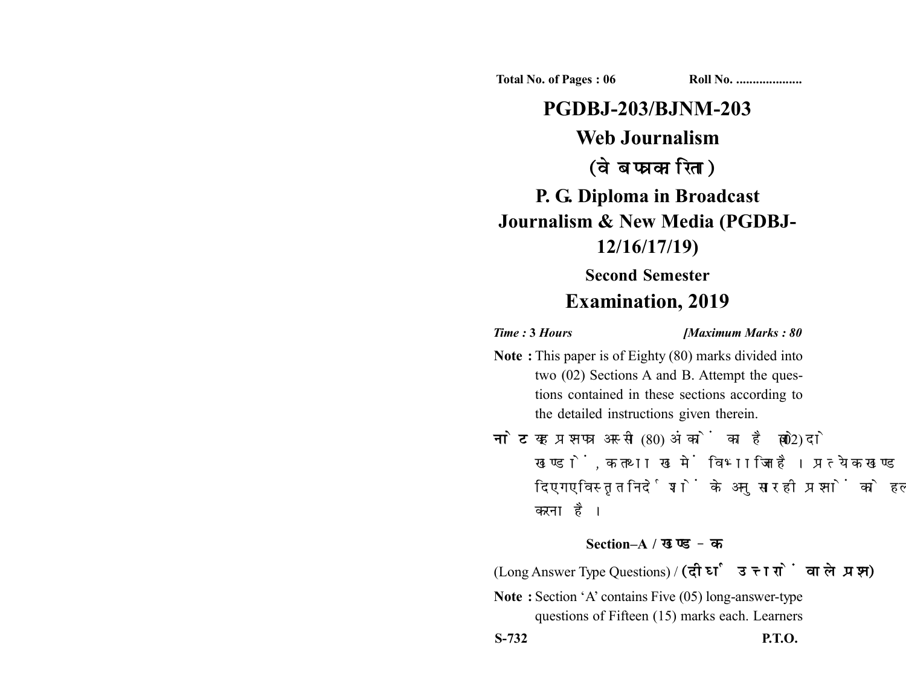**Total No. of Pages : 06** **Roll No. ....................**

# PGDBJ-203/BJNM-203

# Web Journalism

# (वेब पत्रकारिता)

# P. G. Diploma in Broadcast Journalism & New Media (PGDBJ-12/16/17/19)

## Second Semester

# Examination, 2019

***Time : 3 Hours*** ***[Maximum Marks : 80***

**Note :** This paper is of Eighty (80) marks divided into two (02) Sections A and B. Attempt the questions contained in these sections according to the detailed instructions given therein.

**नोट :** यह प्रश्नपत्र अस्सी (80) अंकों का है जो दो (02) खण्डों, क तथा ख में विभाजित है। प्रत्येक खण्ड में दिए गए विस्तृत निर्देशों के अनुसार ही प्रश्नों को हल करना है।

**Section–A / खण्ड–क**

(Long Answer Type Questions) / **(दीर्घ उत्तरों वाले प्रश्न)**

**Note :** Section 'A' contains Five (05) long-answer-type questions of Fifteen (15) marks each. Learners

**S-732** **P.T.O.**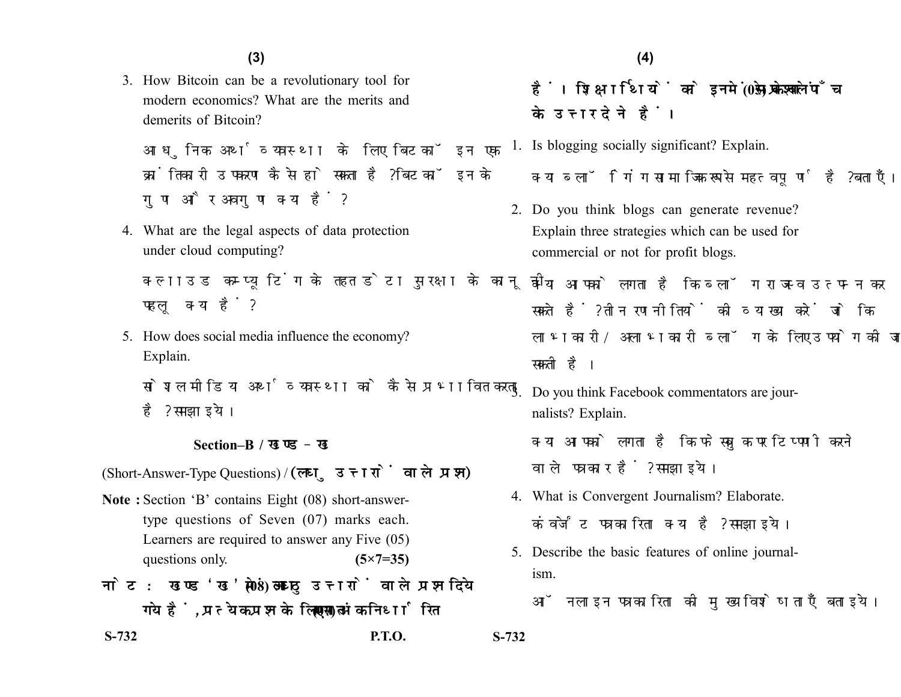3. How Bitcoin can be a revolutionary tool for modern economics? What are the merits and demerits of Bitcoin?

   आधुनिक अर्थव्यवस्था के लिए बिटकॉइन एक क्रांतिकारी उपकरण कैसे हो सकता है? बिटकॉइन के गुण और अवगुण क्या हैं?

4. What are the legal aspects of data protection under cloud computing?

   क्लाउड कम्प्यूटिंग के तहत डेटा सुरक्षा के कानूनी पहलू क्या हैं?

5. How does social media influence the economy? Explain.

   सोशल मीडिया अर्थव्यवस्था को कैसे प्रभावित करता है? समझाइये।

## Section–B / खण्ड–ख

(Short-Answer-Type Questions) / (लघु उत्तरों वाले प्रश्न)

**Note :** Section 'B' contains Eight (08) short-answer-type questions of Seven (07) marks each. Learners are required to answer any Five (05) questions only. **(5×7=35)**

**नोट :** खण्ड 'ख' में आठ (08) लघु उत्तरों वाले प्रश्न दिये गये हैं, प्रत्येक प्रश्न के लिए सात (07) अंक निर्धारित हैं। शिक्षार्थियों को इनमें से केवल पाँच (05) प्रश्नों के उत्तर देने हैं।

1. Is blogging socially significant? Explain.

   क्या ब्लॉगिंग सामाजिक रूप से महत्वपूर्ण है? बताएँ।

2. Do you think blogs can generate revenue? Explain three strategies which can be used for commercial or not for profit blogs.

   क्या आपको लगता है कि ब्लॉग राजस्व उत्पन्न कर सकते हैं? तीन रणनीतियों की व्याख्या करें जो कि लाभकारी/अलाभकारी ब्लॉग के लिए उपयोग की जा सकती है।

3. Do you think Facebook commentators are journalists? Explain.

   क्या आपको लगता है कि फेसबुक पर टिप्पणी करने वाले पत्रकार हैं? समझाइये।

4. What is Convergent Journalism? Elaborate.

   कंवर्जेंट पत्रकारिता क्या है? समझाइये।

5. Describe the basic features of online journalism.

   ऑनलाइन पत्रकारिता की मुख्य विशेषताएँ बताइये।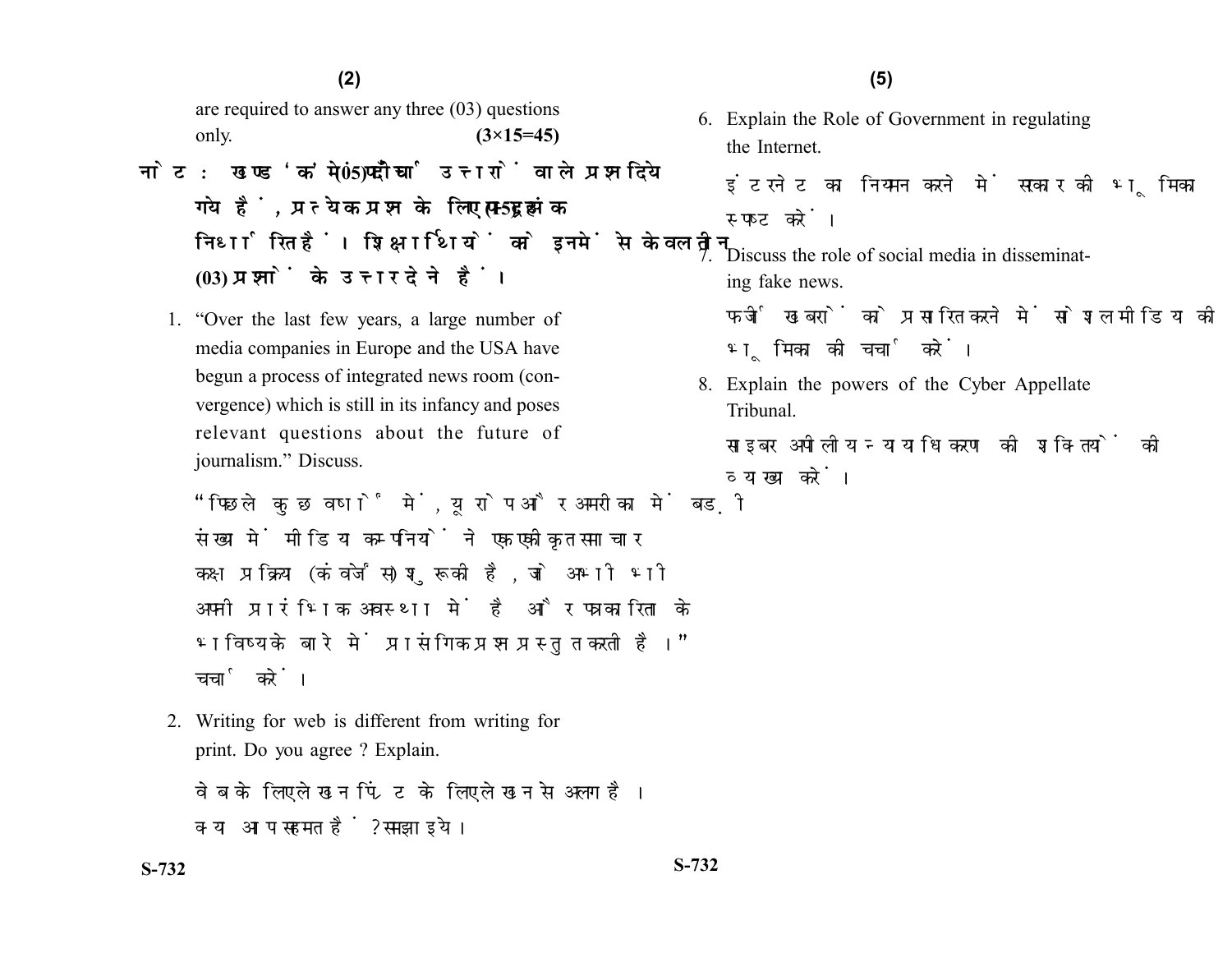are required to answer any three (03) questions only. **(3×15=45)**

**नोट : खण्ड 'क' में पाँच (05) दीर्घ उत्तरों वाले प्रश्न दिये गये हैं, प्रत्येक प्रश्न के लिए पन्द्रह (15) अंक निर्धारित हैं। शिक्षार्थियों को इनमें से केवल तीन (03) प्रश्नों के उत्तर देने हैं।**

1. "Over the last few years, a large number of media companies in Europe and the USA have begun a process of integrated news room (convergence) which is still in its infancy and poses relevant questions about the future of journalism." Discuss.

   "पिछले कुछ वर्षों में, यूरोप और अमरीका में बड़ी संख्या में मीडिया कम्पनियों ने एकीकृत समाचार कक्ष प्रक्रिया (कंवर्जेंस) शुरू की है, जो अभी भी अपनी प्रारंभिक अवस्था में है और पत्रकारिता के भविष्य के बारे में प्रासंगिक प्रश्न प्रस्तुत करती है।" चर्चा करें।

2. Writing for web is different from writing for print. Do you agree ? Explain.

   वेब के लिए लेखन प्रिंट के लिए लेखन से अलग है। क्या आप सहमत हैं ? समझाइये।

6. Explain the Role of Government in regulating the Internet.

   इंटरनेट का नियमन करने में सरकार की भूमिका स्पष्ट करें।

7. Discuss the role of social media in disseminating fake news.

   फर्जी खबरों को प्रसारित करने में सोशल मीडिया की भूमिका की चर्चा करें।

8. Explain the powers of the Cyber Appellate Tribunal.

   साइबर अपीलीय न्यायाधिकरण की शक्तियों की व्याख्या करें।